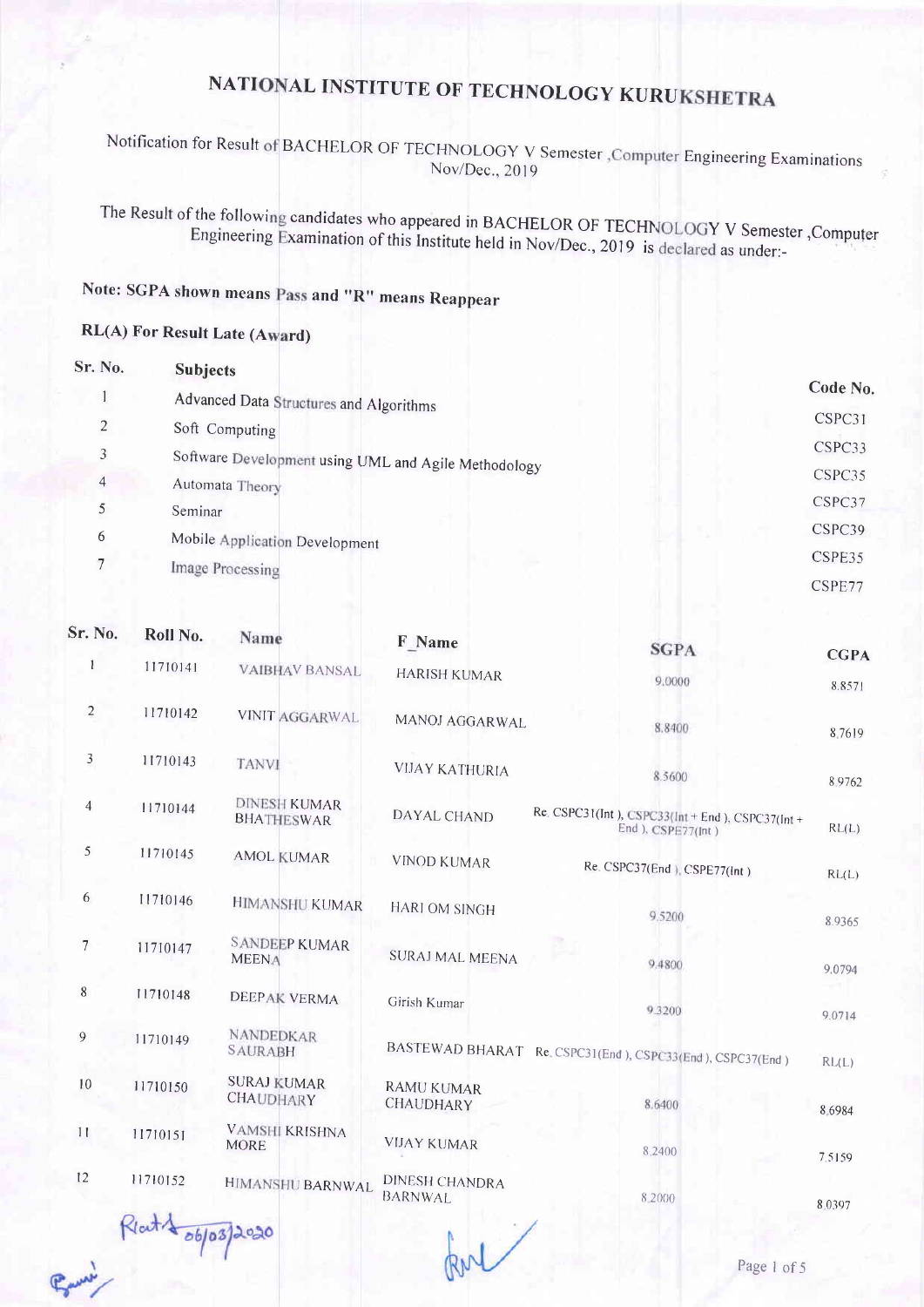# NATIONAL INSTITUTE OF TECHNOLOGY KURUKSHETRA

Notification for Result of BACHELOR OF TECHNOLOGY V Semester ,Computer Engineering Examinations Nov/Dec., 2019

The Result of the following candidates who appeared in BACHELOR OF TECHNOLOGY V Semester ,Computer Engineering Examination of this Institute held in Nov/Dec., 2019 is declared as under:-

**Note: SGPA shown means Pass and "R" means Reappear**

**RL(A) For Result Late (Award)**

| Sr. No. | Subjects | Code No. |
|---|---|---|
| 1 | Advanced Data Structures and Algorithms | CSPC31 |
| 2 | Soft Computing | CSPC33 |
| 3 | Software Development using UML and Agile Methodology | CSPC35 |
| 4 | Automata Theory | CSPC37 |
| 5 | Seminar | CSPC39 |
| 6 | Mobile Application Development | CSPE35 |
| 7 | Image Processing | CSPE77 |

| Sr. No. | Roll No. | Name | F_Name | SGPA | CGPA |
|---|---|---|---|---|---|
| 1 | 11710141 | VAIBHAV BANSAL | HARISH KUMAR | 9.0000 | 8.8571 |
| 2 | 11710142 | VINIT AGGARWAL | MANOJ AGGARWAL | 8.8400 | 8.7619 |
| 3 | 11710143 | TANVI | VIJAY KATHURIA | 8.5600 | 8.9762 |
| 4 | 11710144 | DINESH KUMAR BHATHESWAR | DAYAL CHAND | Re. CSPC31(Int ), CSPC33(Int + End ), CSPC37(Int + End ), CSPE77(Int ) | RL(L) |
| 5 | 11710145 | AMOL KUMAR | VINOD KUMAR | Re. CSPC37(End ), CSPE77(Int ) | RL(L) |
| 6 | 11710146 | HIMANSHU KUMAR | HARI OM SINGH | 9.5200 | 8.9365 |
| 7 | 11710147 | SANDEEP KUMAR MEENA | SURAJ MAL MEENA | 9.4800 | 9.0794 |
| 8 | 11710148 | DEEPAK VERMA | Girish Kumar | 9.3200 | 9.0714 |
| 9 | 11710149 | NANDEDKAR SAURABH | BASTEWAD BHARAT | Re. CSPC31(End ), CSPC33(End ), CSPC37(End ) | RL(L) |
| 10 | 11710150 | SURAJ KUMAR CHAUDHARY | RAMU KUMAR CHAUDHARY | 8.6400 | 8.6984 |
| 11 | 11710151 | VAMSHI KRISHNA MORE | VIJAY KUMAR | 8.2400 | 7.5159 |
| 12 | 11710152 | HIMANSHU BARNWAL | DINESH CHANDRA BARNWAL | 8.2000 | 8.0397 |

Rcat 06/03/2020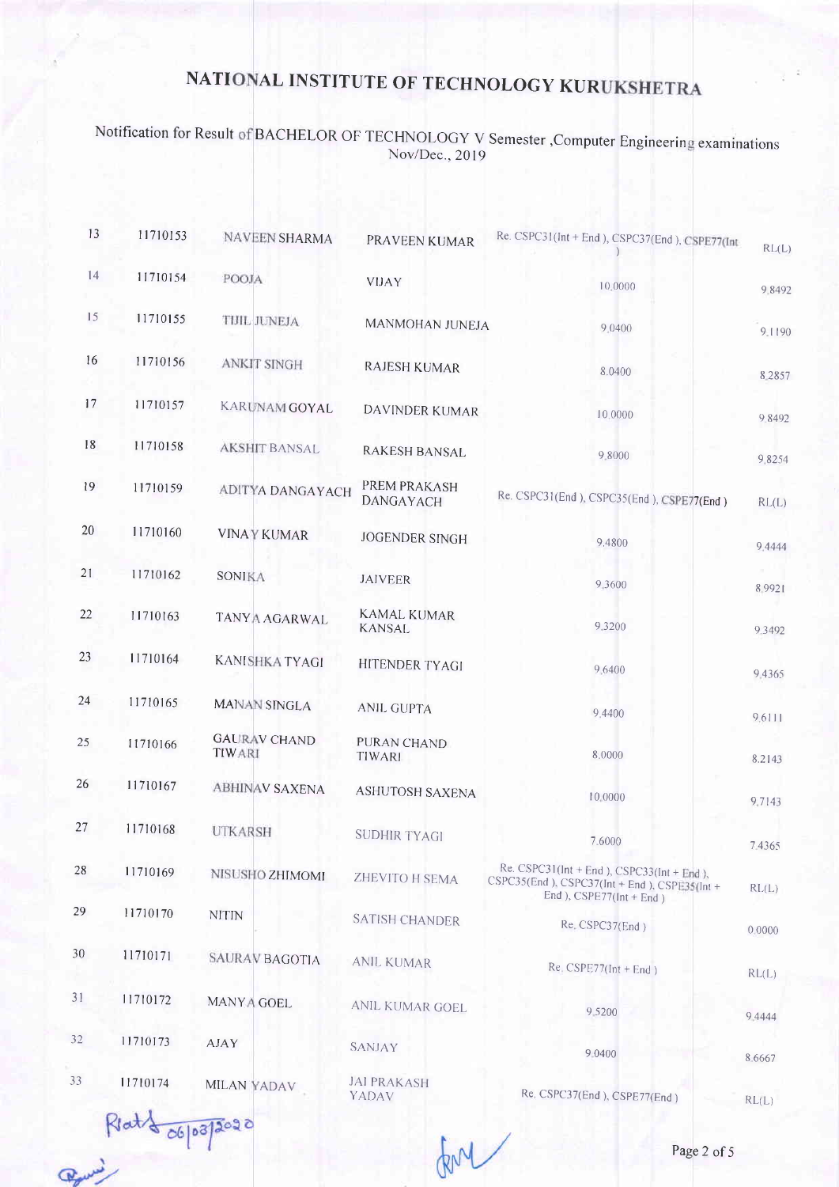# NATIONAL INSTITUTE OF TECHNOLOGY KURUKSHETRA

Notification for Result of BACHELOR OF TECHNOLOGY V Semester ,Computer Engineering examinations Nov/Dec., 2019

| | | | | | |
|---|---|---|---|---|---|
| 13 | 11710153 | NAVEEN SHARMA | PRAVEEN KUMAR | Re. CSPC31(Int + End ), CSPC37(End ), CSPE77(Int ) | RL(L) |
| 14 | 11710154 | POOJA | VIJAY | 10.0000 | 9.8492 |
| 15 | 11710155 | TIJIL JUNEJA | MANMOHAN JUNEJA | 9.0400 | 9.1190 |
| 16 | 11710156 | ANKIT SINGH | RAJESH KUMAR | 8.0400 | 8.2857 |
| 17 | 11710157 | KARUNAM GOYAL | DAVINDER KUMAR | 10.0000 | 9.8492 |
| 18 | 11710158 | AKSHIT BANSAL | RAKESH BANSAL | 9.8000 | 9.8254 |
| 19 | 11710159 | ADITYA DANGAYACH | PREM PRAKASH DANGAYACH | Re. CSPC31(End ), CSPC35(End ), CSPE77(End ) | RL(L) |
| 20 | 11710160 | VINAY KUMAR | JOGENDER SINGH | 9.4800 | 9.4444 |
| 21 | 11710162 | SONIKA | JAIVEER | 9.3600 | 8.9921 |
| 22 | 11710163 | TANYA AGARWAL | KAMAL KUMAR KANSAL | 9.3200 | 9.3492 |
| 23 | 11710164 | KANISHKA TYAGI | HITENDER TYAGI | 9.6400 | 9.4365 |
| 24 | 11710165 | MANAN SINGLA | ANIL GUPTA | 9.4400 | 9.6111 |
| 25 | 11710166 | GAURAV CHAND TIWARI | PURAN CHAND TIWARI | 8.0000 | 8.2143 |
| 26 | 11710167 | ABHINAV SAXENA | ASHUTOSH SAXENA | 10.0000 | 9.7143 |
| 27 | 11710168 | UTKARSH | SUDHIR TYAGI | 7.6000 | 7.4365 |
| 28 | 11710169 | NISUSHO ZHIMOMI | ZHEVITO H SEMA | Re. CSPC31(Int + End ), CSPC33(Int + End ), CSPC35(End ), CSPC37(Int + End ), CSPE35(Int + End ), CSPE77(Int + End ) | RL(L) |
| 29 | 11710170 | NITIN | SATISH CHANDER | Re. CSPC37(End ) | 0.0000 |
| 30 | 11710171 | SAURAV BAGOTIA | ANIL KUMAR | Re. CSPE77(Int + End ) | RL(L) |
| 31 | 11710172 | MANYA GOEL | ANIL KUMAR GOEL | 9.5200 | 9.4444 |
| 32 | 11710173 | AJAY | SANJAY | 9.0400 | 8.6667 |
| 33 | 11710174 | MILAN YADAV | JAI PRAKASH YADAV | Re. CSPC37(End ), CSPE77(End ) | RL(L) |

06/03/2020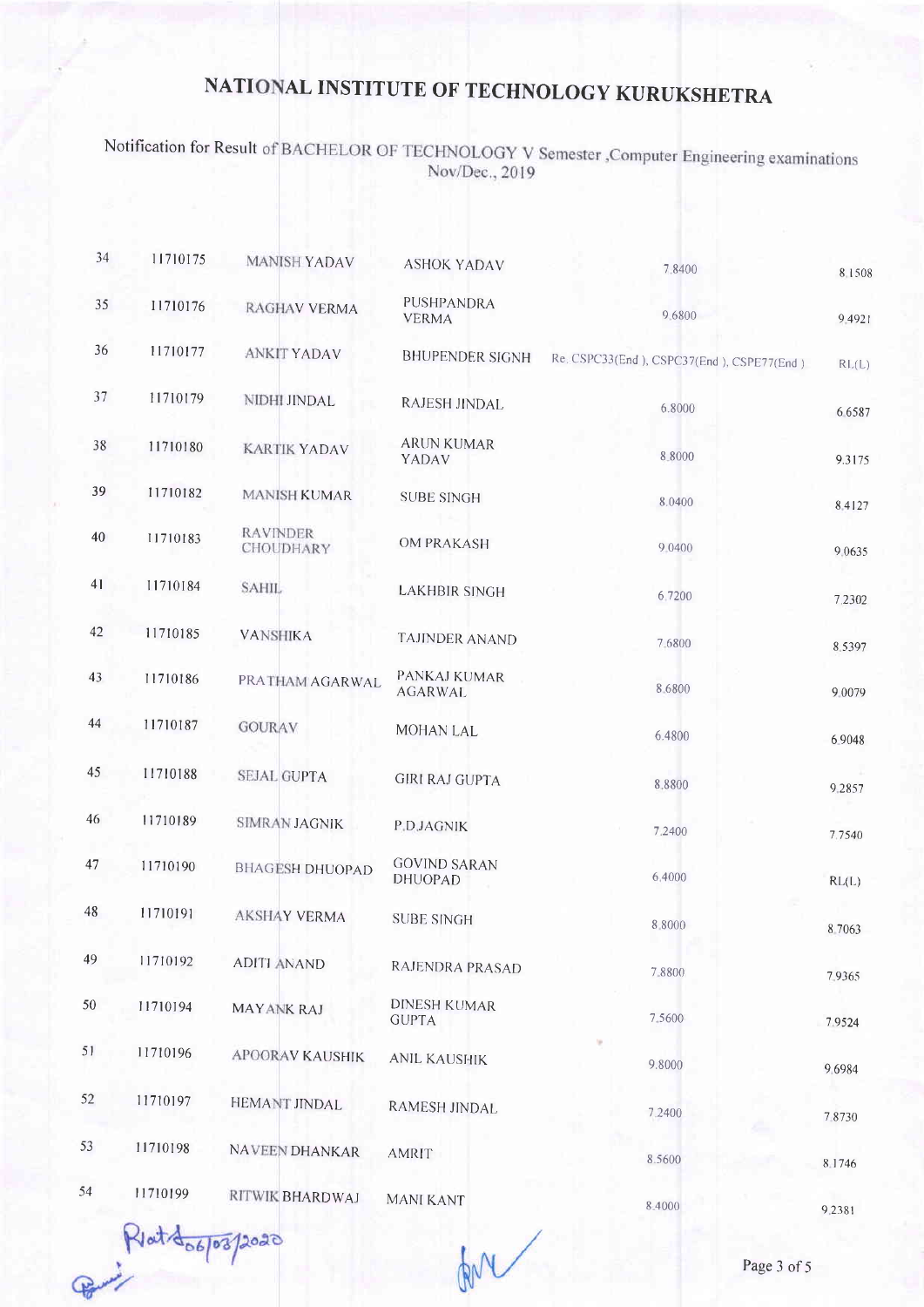# NATIONAL INSTITUTE OF TECHNOLOGY KURUKSHETRA

Notification for Result of BACHELOR OF TECHNOLOGY V Semester ,Computer Engineering examinations Nov/Dec., 2019

| | | | | | |
|---|---|---|---|---|---|
| 34 | 11710175 | MANISH YADAV | ASHOK YADAV | 7.8400 | 8.1508 |
| 35 | 11710176 | RAGHAV VERMA | PUSHPANDRA VERMA | 9.6800 | 9.4921 |
| 36 | 11710177 | ANKIT YADAV | BHUPENDER SIGNH | Re. CSPC33(End ), CSPC37(End ), CSPE77(End ) | RL(L) |
| 37 | 11710179 | NIDHI JINDAL | RAJESH JINDAL | 6.8000 | 6.6587 |
| 38 | 11710180 | KARTIK YADAV | ARUN KUMAR YADAV | 8.8000 | 9.3175 |
| 39 | 11710182 | MANISH KUMAR | SUBE SINGH | 8.0400 | 8.4127 |
| 40 | 11710183 | RAVINDER CHOUDHARY | OM PRAKASH | 9.0400 | 9.0635 |
| 41 | 11710184 | SAHIL | LAKHBIR SINGH | 6.7200 | 7.2302 |
| 42 | 11710185 | VANSHIKA | TAJINDER ANAND | 7.6800 | 8.5397 |
| 43 | 11710186 | PRATHAM AGARWAL | PANKAJ KUMAR AGARWAL | 8.6800 | 9.0079 |
| 44 | 11710187 | GOURAV | MOHAN LAL | 6.4800 | 6.9048 |
| 45 | 11710188 | SEJAL GUPTA | GIRI RAJ GUPTA | 8.8800 | 9.2857 |
| 46 | 11710189 | SIMRAN JAGNIK | P.D.JAGNIK | 7.2400 | 7.7540 |
| 47 | 11710190 | BHAGESH DHUOPAD | GOVIND SARAN DHUOPAD | 6.4000 | RL(L) |
| 48 | 11710191 | AKSHAY VERMA | SUBE SINGH | 8.8000 | 8.7063 |
| 49 | 11710192 | ADITI ANAND | RAJENDRA PRASAD | 7.8800 | 7.9365 |
| 50 | 11710194 | MAYANK RAJ | DINESH KUMAR GUPTA | 7.5600 | 7.9524 |
| 51 | 11710196 | APOORAV KAUSHIK | ANIL KAUSHIK | 9.8000 | 9.6984 |
| 52 | 11710197 | HEMANT JINDAL | RAMESH JINDAL | 7.2400 | 7.8730 |
| 53 | 11710198 | NAVEEN DHANKAR | AMRIT | 8.5600 | 8.1746 |
| 54 | 11710199 | RITWIK BHARDWAJ | MANI KANT | 8.4000 | 9.2381 |

Rlatd 06/03/2020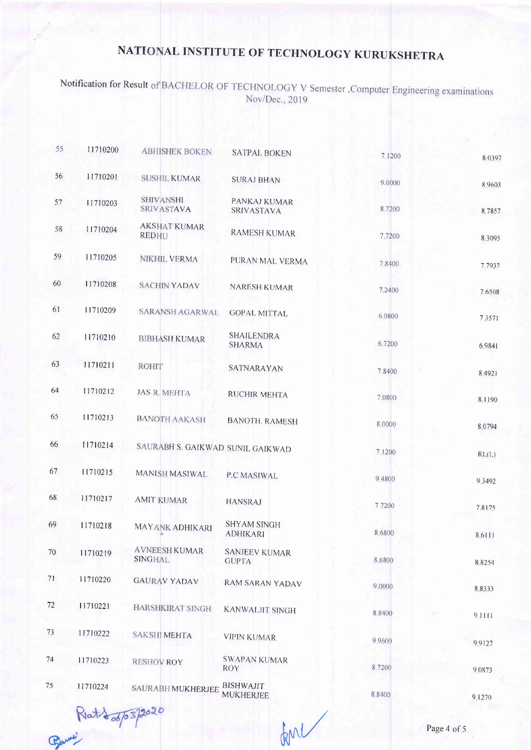# NATIONAL INSTITUTE OF TECHNOLOGY KURUKSHETRA

Notification for Result of BACHELOR OF TECHNOLOGY V Semester ,Computer Engineering examinations Nov/Dec., 2019

| | | | | | |
|---|---|---|---|---|---|
| 55 | 11710200 | ABHISHEK BOKEN | SATPAL BOKEN | 7.1200 | 8.0397 |
| 56 | 11710201 | SUSHIL KUMAR | SURAJ BHAN | 9.0000 | 8.9603 |
| 57 | 11710203 | SHIVANSHI SRIVASTAVA | PANKAJ KUMAR SRIVASTAVA | 8.7200 | 8.7857 |
| 58 | 11710204 | AKSHAT KUMAR REDHU | RAMESH KUMAR | 7.7200 | 8.3095 |
| 59 | 11710205 | NIKHIL VERMA | PURAN MAL VERMA | 7.8400 | 7.7937 |
| 60 | 11710208 | SACHIN YADAV | NARESH KUMAR | 7.2400 | 7.6508 |
| 61 | 11710209 | SARANSH AGARWAL | GOPAL MITTAL | 6.0800 | 7.3571 |
| 62 | 11710210 | BIBHASH KUMAR | SHAILENDRA SHARMA | 6.7200 | 6.9841 |
| 63 | 11710211 | ROHIT | SATNARAYAN | 7.8400 | 8.4921 |
| 64 | 11710212 | JAS R. MEHTA | RUCHIR MEHTA | 7.0800 | 8.1190 |
| 65 | 11710213 | BANOTH AAKASH | BANOTH. RAMESH | 8.0000 | 8.0794 |
| 66 | 11710214 | SAURABH S. GAIKWAD | SUNIL GAIKWAD | 7.1200 | RL(L) |
| 67 | 11710215 | MANISH MASIWAL | P.C MASIWAL | 9.4800 | 9.3492 |
| 68 | 11710217 | AMIT KUMAR | HANSRAJ | 7.7200 | 7.8175 |
| 69 | 11710218 | MAYANK ADHIKARI | SHYAM SINGH ADHIKARI | 8.6800 | 8.6111 |
| 70 | 11710219 | AVNEESH KUMAR SINGHAL | SANJEEV KUMAR GUPTA | 8.6800 | 8.8254 |
| 71 | 11710220 | GAURAV YADAV | RAM SARAN YADAV | 9.0000 | 8.8333 |
| 72 | 11710221 | HARSHKIRAT SINGH | KANWALJIT SINGH | 8.8400 | 9.1111 |
| 73 | 11710222 | SAKSHI MEHTA | VIPIN KUMAR | 9.9600 | 9.9127 |
| 74 | 11710223 | RESHOV ROY | SWAPAN KUMAR ROY | 8.7200 | 9.0873 |
| 75 | 11710224 | SAURABH MUKHERJEE | BISHWAJIT MUKHERJEE | 8.8400 | 9.1270 |

Prat 06/03/2020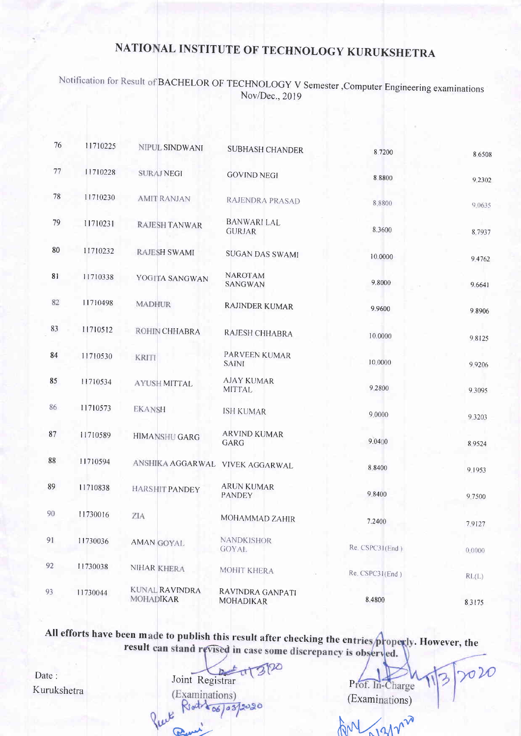# NATIONAL INSTITUTE OF TECHNOLOGY KURUKSHETRA

Notification for Result of BACHELOR OF TECHNOLOGY V Semester ,Computer Engineering examinations Nov/Dec., 2019

| | | | | | |
|---|---|---|---|---|---|
| 76 | 11710225 | NIPUL SINDWANI | SUBHASH CHANDER | 8.7200 | 8.6508 |
| 77 | 11710228 | SURAJ NEGI | GOVIND NEGI | 8.8800 | 9.2302 |
| 78 | 11710230 | AMIT RANJAN | RAJENDRA PRASAD | 8.8800 | 9.0635 |
| 79 | 11710231 | RAJESH TANWAR | BANWARI LAL GURJAR | 8.3600 | 8.7937 |
| 80 | 11710232 | RAJESH SWAMI | SUGAN DAS SWAMI | 10.0000 | 9.4762 |
| 81 | 11710338 | YOGITA SANGWAN | NAROTAM SANGWAN | 9.8000 | 9.6641 |
| 82 | 11710498 | MADHUR | RAJINDER KUMAR | 9.9600 | 9.8906 |
| 83 | 11710512 | ROHIN CHHABRA | RAJESH CHHABRA | 10.0000 | 9.8125 |
| 84 | 11710530 | KRITI | PARVEEN KUMAR SAINI | 10.0000 | 9.9206 |
| 85 | 11710534 | AYUSH MITTAL | AJAY KUMAR MITTAL | 9.2800 | 9.3095 |
| 86 | 11710573 | EKANSH | ISH KUMAR | 9.0000 | 9.3203 |
| 87 | 11710589 | HIMANSHU GARG | ARVIND KUMAR GARG | 9.0400 | 8.9524 |
| 88 | 11710594 | ANSHIKA AGGARWAL | VIVEK AGGARWAL | 8.8400 | 9.1953 |
| 89 | 11710838 | HARSHIT PANDEY | ARUN KUMAR PANDEY | 9.8400 | 9.7500 |
| 90 | 11730016 | ZIA | MOHAMMAD ZAHIR | 7.2400 | 7.9127 |
| 91 | 11730036 | AMAN GOYAL | NANDKISHOR GOYAL | Re. CSPC31(End ) | 0.0000 |
| 92 | 11730038 | NIHAR KHERA | MOHIT KHERA | Re. CSPC31(End ) | RL(L) |
| 93 | 11730044 | KUNAL RAVINDRA MOHADIKAR | RAVINDRA GANPATI MOHADIKAR | 8.4800 | 8.3175 |

**All efforts have been made to publish this result after checking the entries properly. However, the result can stand revised in case some discrepancy is observed.**

Date :
Kurukshetra

Joint Registrar
(Examinations)

Prof. In-Charge
(Examinations)